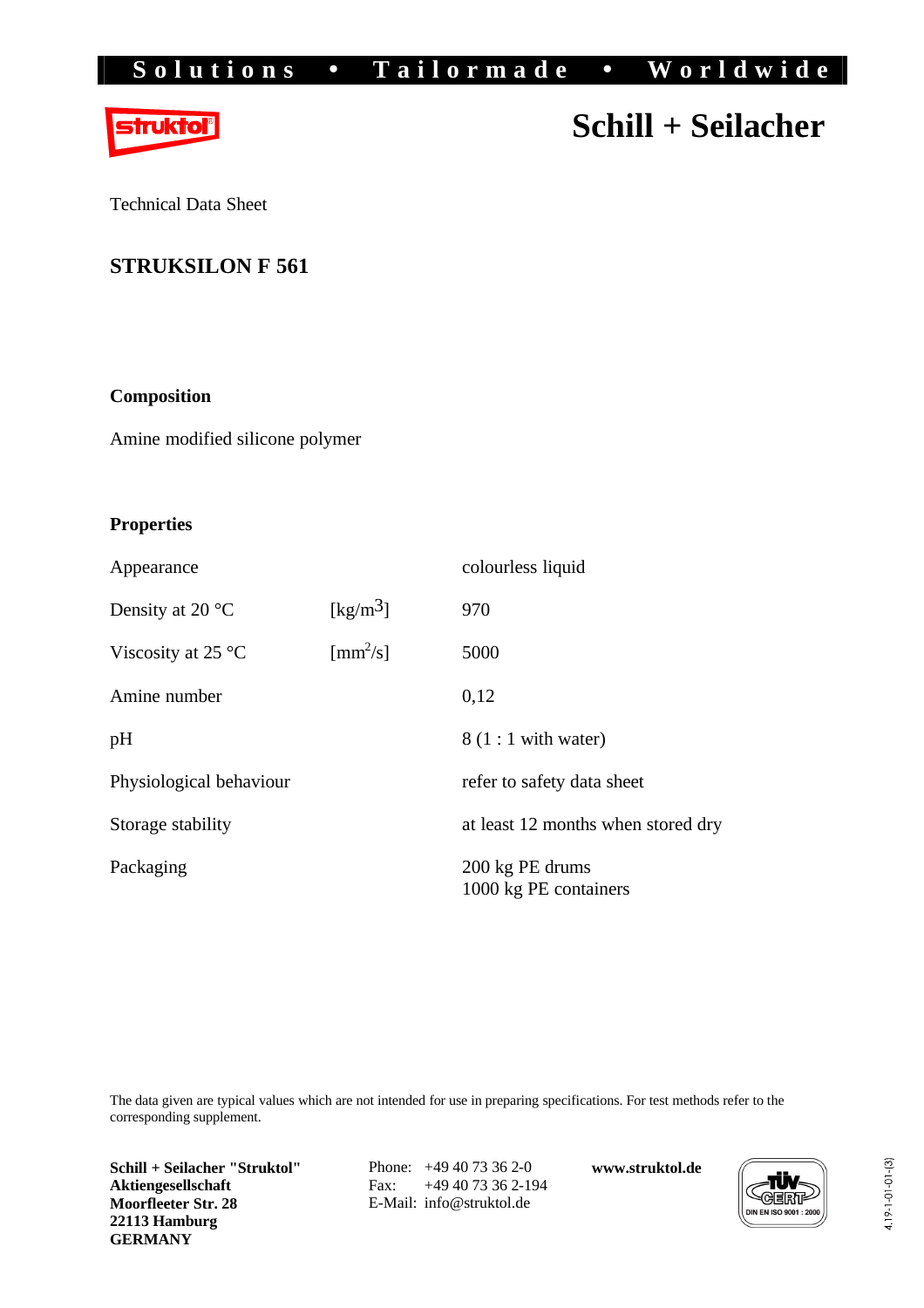**Solutions • Tailormade • Worldwide**

struktol®

# Schill + Seilacher

Technical Data Sheet

## STRUKSILON F 561

### Composition

Amine modified silicone polymer

### Properties

| | | |
|---|---|---|
| Appearance | | colourless liquid |
| Density at 20 °C | [kg/m$^3$] | 970 |
| Viscosity at 25 °C | [mm$^2$/s] | 5000 |
| Amine number | | 0,12 |
| pH | | 8 (1 : 1 with water) |
| Physiological behaviour | | refer to safety data sheet |
| Storage stability | | at least 12 months when stored dry |
| Packaging | | 200 kg PE drums<br>1000 kg PE containers |

The data given are typical values which are not intended for use in preparing specifications. For test methods refer to the corresponding supplement.

**Schill + Seilacher "Struktol" Aktiengesellschaft**
**Moorfleeter Str. 28**
**22113 Hamburg**
**GERMANY**

Phone: +49 40 73 36 2-0
Fax: +49 40 73 36 2-194
E-Mail: info@struktol.de

**www.struktol.de**

TÜV CERT DIN EN ISO 9001 : 2000

4.19-1-01-01-(3)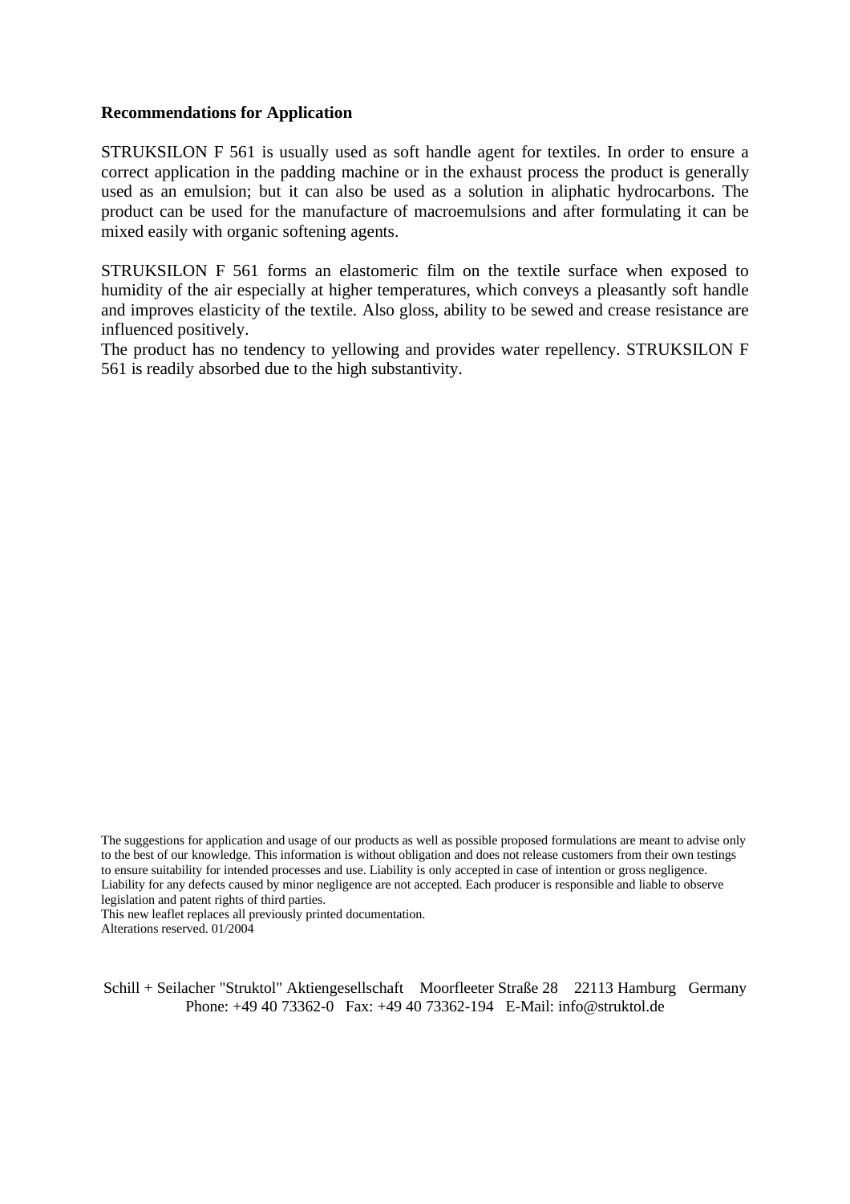**Recommendations for Application**

STRUKSILON F 561 is usually used as soft handle agent for textiles. In order to ensure a correct application in the padding machine or in the exhaust process the product is generally used as an emulsion; but it can also be used as a solution in aliphatic hydrocarbons. The product can be used for the manufacture of macroemulsions and after formulating it can be mixed easily with organic softening agents.

STRUKSILON F 561 forms an elastomeric film on the textile surface when exposed to humidity of the air especially at higher temperatures, which conveys a pleasantly soft handle and improves elasticity of the textile. Also gloss, ability to be sewed and crease resistance are influenced positively.
The product has no tendency to yellowing and provides water repellency. STRUKSILON F 561 is readily absorbed due to the high substantivity.

The suggestions for application and usage of our products as well as possible proposed formulations are meant to advise only to the best of our knowledge. This information is without obligation and does not release customers from their own testings to ensure suitability for intended processes and use. Liability is only accepted in case of intention or gross negligence. Liability for any defects caused by minor negligence are not accepted. Each producer is responsible and liable to observe legislation and patent rights of third parties.
This new leaflet replaces all previously printed documentation.
Alterations reserved. 01/2004

Schill + Seilacher "Struktol" Aktiengesellschaft Moorfleeter Straße 28 22113 Hamburg Germany
Phone: +49 40 73362-0 Fax: +49 40 73362-194 E-Mail: info@struktol.de